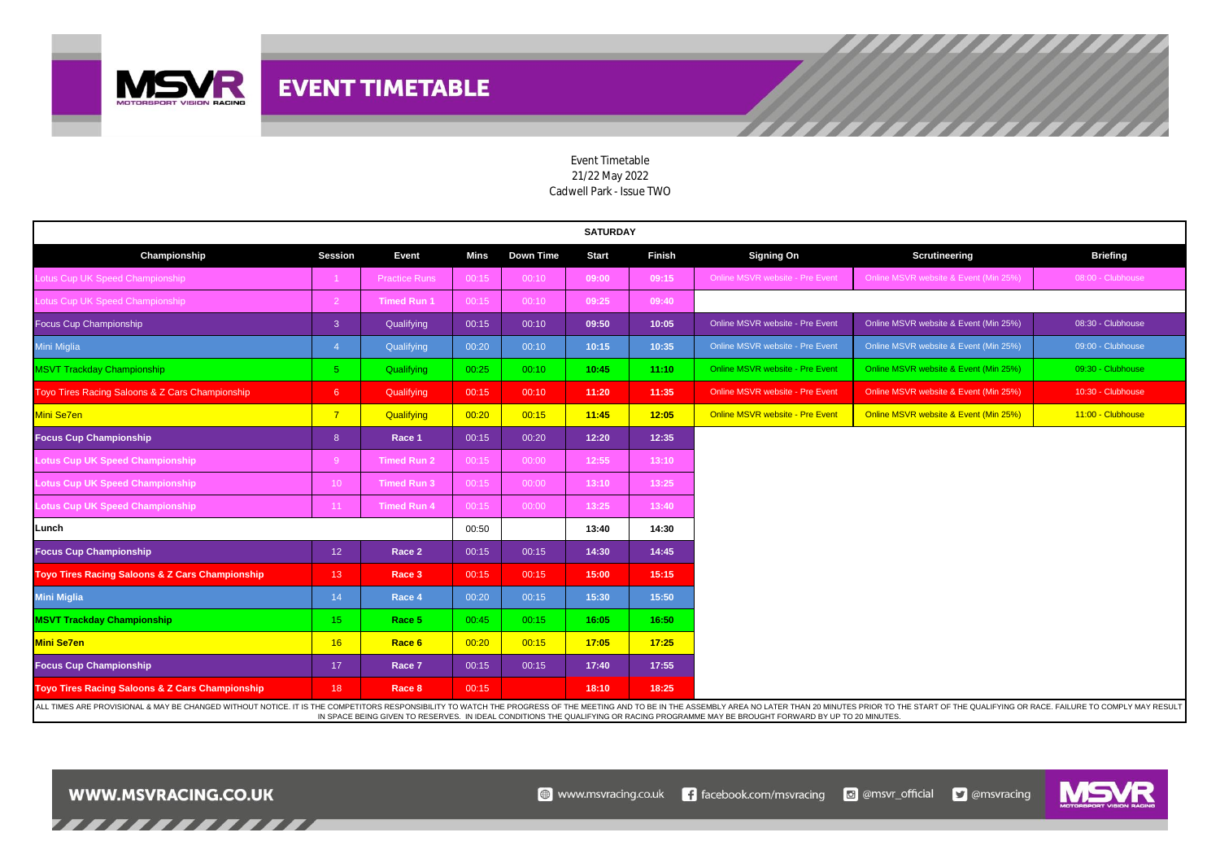# EVENT TIMETABLE

Event Timetable
21/22 May 2022
Cadwell Park - Issue TWO

| SATURDAY | | | | | | | | | | |
|---|---|---|---|---|---|---|---|---|---|---|
| **Championship** | **Session** | **Event** | **Mins** | **Down Time** | **Start** | **Finish** | **Signing On** | **Scrutineering** | **Briefing** |
| Lotus Cup UK Speed Championship | 1 | Practice Runs | 00:15 | 00:10 | **09:00** | **09:15** | Online MSVR website - Pre Event | Online MSVR website & Event (Min 25%) | 08:00 - Clubhouse |
| Lotus Cup UK Speed Championship | 2 | **Timed Run 1** | 00:15 | 00:10 | **09:25** | **09:40** | | | |
| Focus Cup Championship | 3 | Qualifying | 00:15 | 00:10 | **09:50** | **10:05** | Online MSVR website - Pre Event | Online MSVR website & Event (Min 25%) | 08:30 - Clubhouse |
| Mini Miglia | 4 | Qualifying | 00:20 | 00:10 | **10:15** | **10:35** | Online MSVR website - Pre Event | Online MSVR website & Event (Min 25%) | 09:00 - Clubhouse |
| MSVT Trackday Championship | 5 | Qualifying | 00:25 | 00:10 | **10:45** | **11:10** | Online MSVR website - Pre Event | Online MSVR website & Event (Min 25%) | 09:30 - Clubhouse |
| Toyo Tires Racing Saloons & Z Cars Championship | 6 | Qualifying | 00:15 | 00:10 | **11:20** | **11:35** | Online MSVR website - Pre Event | Online MSVR website & Event (Min 25%) | 10:30 - Clubhouse |
| Mini Se7en | 7 | Qualifying | 00:20 | 00:15 | **11:45** | **12:05** | Online MSVR website - Pre Event | Online MSVR website & Event (Min 25%) | 11:00 - Clubhouse |
| **Focus Cup Championship** | 8 | **Race 1** | 00:15 | 00:20 | **12:20** | **12:35** | | | |
| **Lotus Cup UK Speed Championship** | 9 | **Timed Run 2** | 00:15 | 00:00 | **12:55** | **13:10** | | | |
| **Lotus Cup UK Speed Championship** | 10 | **Timed Run 3** | 00:15 | 00:00 | **13:10** | **13:25** | | | |
| **Lotus Cup UK Speed Championship** | 11 | **Timed Run 4** | 00:15 | 00:00 | **13:25** | **13:40** | | | |
| **Lunch** | | | 00:50 | | **13:40** | **14:30** | | | |
| **Focus Cup Championship** | 12 | **Race 2** | 00:15 | 00:15 | **14:30** | **14:45** | | | |
| **Toyo Tires Racing Saloons & Z Cars Championship** | 13 | **Race 3** | 00:15 | 00:15 | **15:00** | **15:15** | | | |
| **Mini Miglia** | 14 | **Race 4** | 00:20 | 00:15 | **15:30** | **15:50** | | | |
| **MSVT Trackday Championship** | 15 | **Race 5** | 00:45 | 00:15 | **16:05** | **16:50** | | | |
| **Mini Se7en** | 16 | **Race 6** | 00:20 | 00:15 | **17:05** | **17:25** | | | |
| **Focus Cup Championship** | 17 | **Race 7** | 00:15 | 00:15 | **17:40** | **17:55** | | | |
| **Toyo Tires Racing Saloons & Z Cars Championship** | 18 | **Race 8** | 00:15 | | **18:10** | **18:25** | | | |

ALL TIMES ARE PROVISIONAL & MAY BE CHANGED WITHOUT NOTICE. IT IS THE COMPETITORS RESPONSIBILITY TO WATCH THE PROGRESS OF THE MEETING AND TO BE IN THE ASSEMBLY AREA NO LATER THAN 20 MINUTES PRIOR TO THE START OF THE QUALIFYING OR RACE. FAILURE TO COMPLY MAY RESULT IN SPACE BEING GIVEN TO RESERVES. IN IDEAL CONDITIONS THE QUALIFYING OR RACING PROGRAMME MAY BE BROUGHT FORWARD BY UP TO 20 MINUTES.

WWW.MSVRACING.CO.UK — www.msvracing.co.uk | facebook.com/msvracing | @msvr_official | @msvracing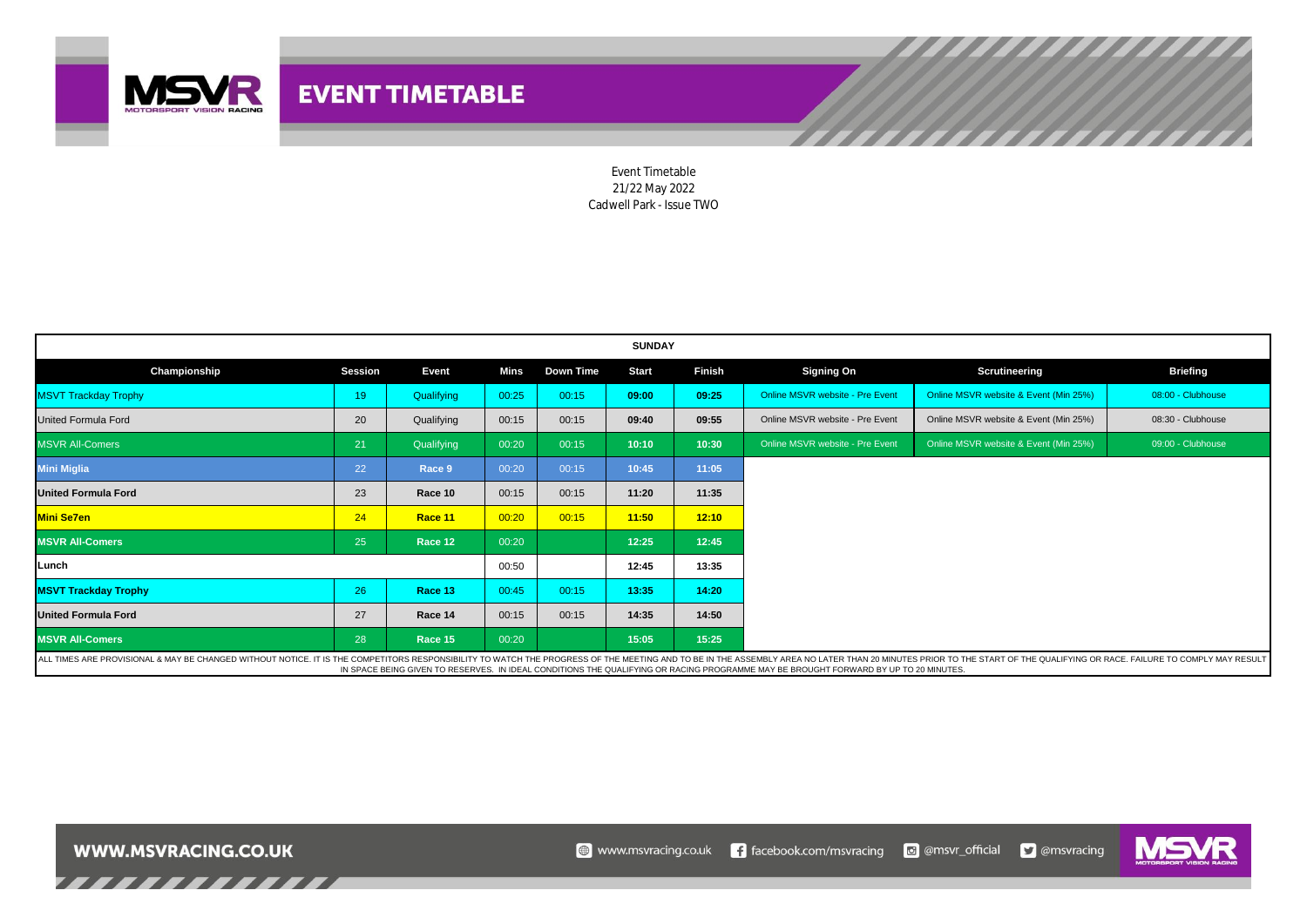# EVENT TIMETABLE

Event Timetable
21/22 May 2022
Cadwell Park - Issue TWO

| SUNDAY | | | | | | | | | |
|---|---|---|---|---|---|---|---|---|---|
| **Championship** | **Session** | **Event** | **Mins** | **Down Time** | **Start** | **Finish** | **Signing On** | **Scrutineering** | **Briefing** |
| MSVT Trackday Trophy | 19 | Qualifying | 00:25 | 00:15 | **09:00** | **09:25** | Online MSVR website - Pre Event | Online MSVR website & Event (Min 25%) | 08:00 - Clubhouse |
| United Formula Ford | 20 | Qualifying | 00:15 | 00:15 | **09:40** | **09:55** | Online MSVR website - Pre Event | Online MSVR website & Event (Min 25%) | 08:30 - Clubhouse |
| MSVR All-Comers | 21 | Qualifying | 00:20 | 00:15 | **10:10** | **10:30** | Online MSVR website - Pre Event | Online MSVR website & Event (Min 25%) | 09:00 - Clubhouse |
| **Mini Miglia** | 22 | **Race 9** | 00:20 | 00:15 | **10:45** | **11:05** | | | |
| **United Formula Ford** | 23 | **Race 10** | 00:15 | 00:15 | **11:20** | **11:35** | | | |
| **Mini Se7en** | 24 | **Race 11** | 00:20 | 00:15 | **11:50** | **12:10** | | | |
| **MSVR All-Comers** | 25 | **Race 12** | 00:20 | | **12:25** | **12:45** | | | |
| **Lunch** | | | 00:50 | | **12:45** | **13:35** | | | |
| **MSVT Trackday Trophy** | 26 | **Race 13** | 00:45 | 00:15 | **13:35** | **14:20** | | | |
| **United Formula Ford** | 27 | **Race 14** | 00:15 | 00:15 | **14:35** | **14:50** | | | |
| **MSVR All-Comers** | 28 | **Race 15** | 00:20 | | **15:05** | **15:25** | | | |

ALL TIMES ARE PROVISIONAL & MAY BE CHANGED WITHOUT NOTICE. IT IS THE COMPETITORS RESPONSIBILITY TO WATCH THE PROGRESS OF THE MEETING AND TO BE IN THE ASSEMBLY AREA NO LATER THAN 20 MINUTES PRIOR TO THE START OF THE QUALIFYING OR RACE. FAILURE TO COMPLY MAY RESULT IN SPACE BEING GIVEN TO RESERVES. IN IDEAL CONDITIONS THE QUALIFYING OR RACING PROGRAMME MAY BE BROUGHT FORWARD BY UP TO 20 MINUTES.

WWW.MSVRACING.CO.UK

www.msvracing.co.uk facebook.com/msvracing @msvr_official @msvracing